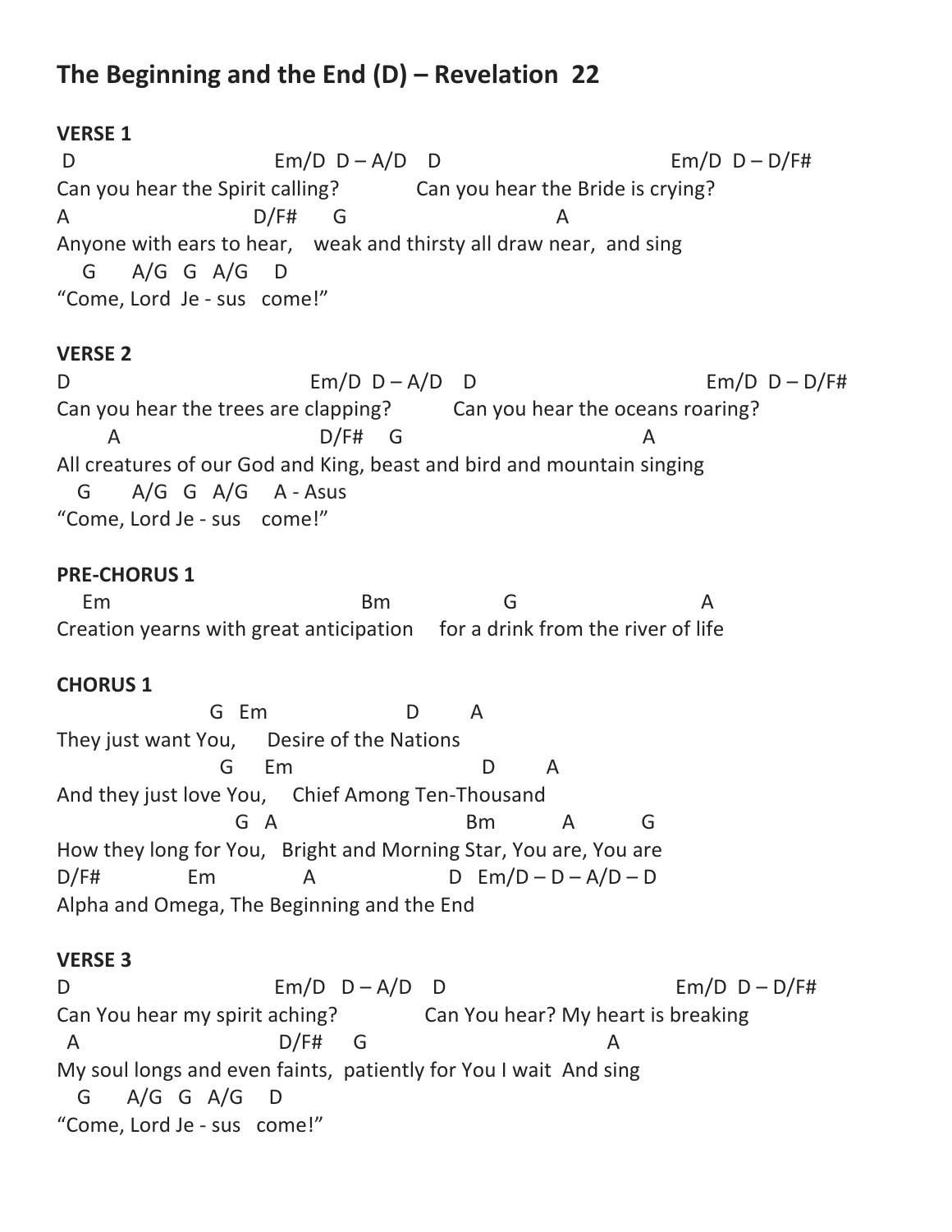# The Beginning and the End (D) – Revelation 22

**VERSE 1**

```
 D                                    Em/D  D – A/D    D                                         Em/D  D – D/F#
Can you hear the Spirit calling?             Can you hear the Bride is crying?
A                                D/F#       G                                   A
Anyone with ears to hear,    weak and thirsty all draw near,  and sing
    G       A/G   G   A/G     D
"Come, Lord  Je - sus   come!"
```

**VERSE 2**

```
D                                       Em/D  D – A/D    D                                       Em/D  D – D/F#
Can you hear the trees are clapping?          Can you hear the oceans roaring?
        A                               D/F#     G                                      A
All creatures of our God and King, beast and bird and mountain singing
   G       A/G   G   A/G     A - Asus
"Come, Lord Je - sus    come!"
```

**PRE-CHORUS 1**

```
    Em                                       Bm                  G                            A
Creation yearns with great anticipation     for a drink from the river of life
```

**CHORUS 1**

```
                      G   Em                     D         A
They just want You,      Desire of the Nations
                        G      Em                            D         A
And they just love You,     Chief Among Ten-Thousand
                          G   A                             Bm           A           G
How they long for You,   Bright and Morning Star, You are, You are
D/F#              Em               A                    D   Em/D – D – A/D – D
Alpha and Omega, The Beginning and the End
```

**VERSE 3**

```
D                                   Em/D   D – A/D    D                                     Em/D  D – D/F#
Can You hear my spirit aching?              Can You hear? My heart is breaking
  A                                   D/F#      G                                      A
My soul longs and even faints,  patiently for You I wait  And sing
   G       A/G   G   A/G     D
"Come, Lord Je - sus   come!"
```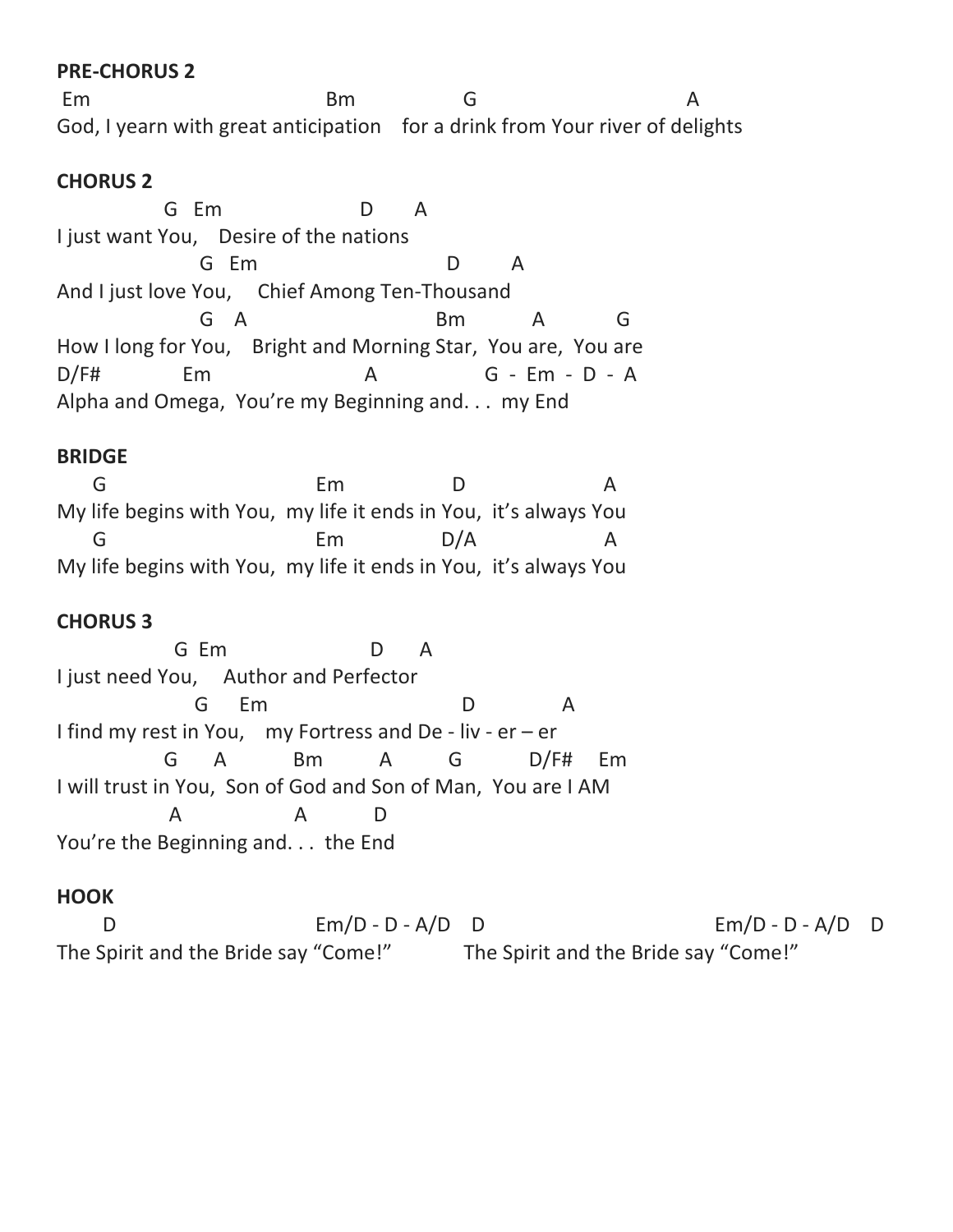**PRE-CHORUS 2**

```
 Em                                Bm              G                              A
God, I yearn with great anticipation    for a drink from Your river of delights
```

**CHORUS 2**

```
               G   Em                    D       A
I just want You,    Desire of the nations
                    G   Em                          D        A
And I just love You,     Chief Among Ten-Thousand
                    G   A                          Bm          A           G
How I long for You,    Bright and Morning Star,  You are,  You are
D/F#            Em                      A                  G  -  Em  -  D  -  A
Alpha and Omega,  You're my Beginning and. . .  my End
```

**BRIDGE**

```
     G                              Em               D                    A
My life begins with You,  my life it ends in You,  it's always You
     G                              Em              D/A                   A
My life begins with You,  my life it ends in You,  it's always You
```

**CHORUS 3**

```
                G  Em                     D      A
I just need You,     Author and Perfector
                   G      Em                          D              A
I find my rest in You,    my Fortress and De - liv - er – er
               G      A          Bm         A         G          D/F#     Em
I will trust in You,  Son of God and Son of Man,  You are I AM
                A                 A          D
You're the Beginning and. . .  the End
```

**HOOK**

```
       D                           Em/D - D - A/D    D                                  Em/D - D - A/D    D
The Spirit and the Bride say "Come!"            The Spirit and the Bride say "Come!"
```